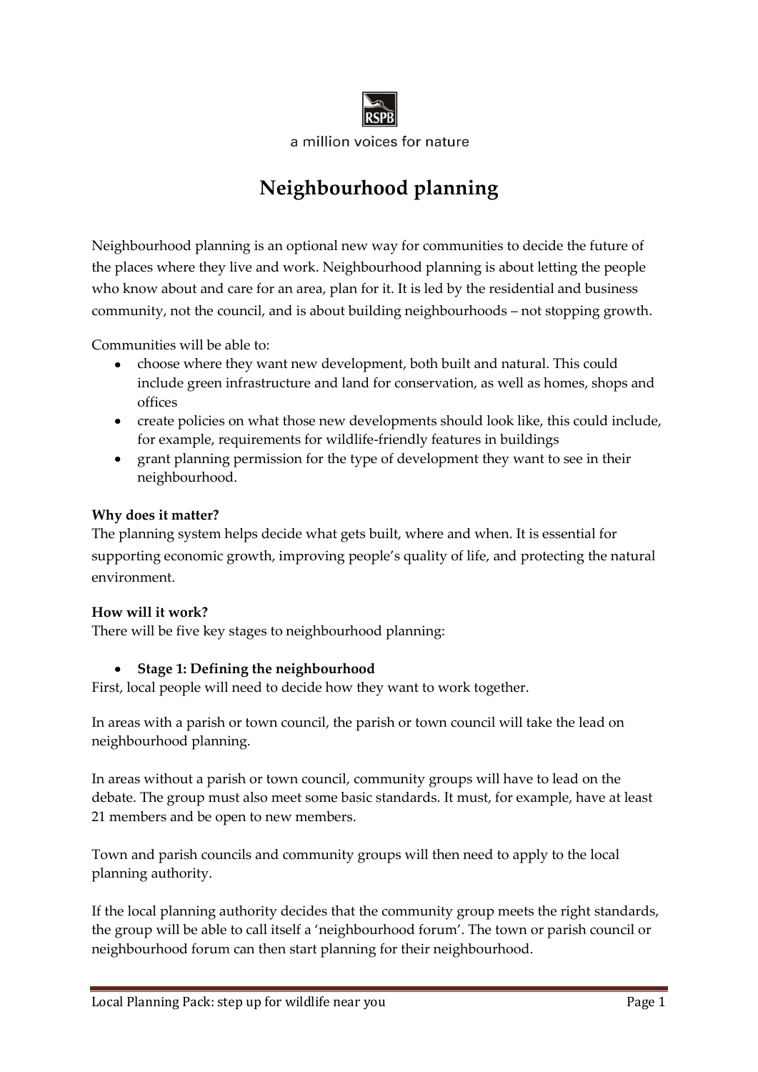a million voices for nature

# Neighbourhood planning

Neighbourhood planning is an optional new way for communities to decide the future of the places where they live and work. Neighbourhood planning is about letting the people who know about and care for an area, plan for it. It is led by the residential and business community, not the council, and is about building neighbourhoods – not stopping growth.

Communities will be able to:

- choose where they want new development, both built and natural. This could include green infrastructure and land for conservation, as well as homes, shops and offices
- create policies on what those new developments should look like, this could include, for example, requirements for wildlife-friendly features in buildings
- grant planning permission for the type of development they want to see in their neighbourhood.

**Why does it matter?**

The planning system helps decide what gets built, where and when. It is essential for supporting economic growth, improving people's quality of life, and protecting the natural environment.

**How will it work?**

There will be five key stages to neighbourhood planning:

- **Stage 1: Defining the neighbourhood**

First, local people will need to decide how they want to work together.

In areas with a parish or town council, the parish or town council will take the lead on neighbourhood planning.

In areas without a parish or town council, community groups will have to lead on the debate. The group must also meet some basic standards. It must, for example, have at least 21 members and be open to new members.

Town and parish councils and community groups will then need to apply to the local planning authority.

If the local planning authority decides that the community group meets the right standards, the group will be able to call itself a 'neighbourhood forum'. The town or parish council or neighbourhood forum can then start planning for their neighbourhood.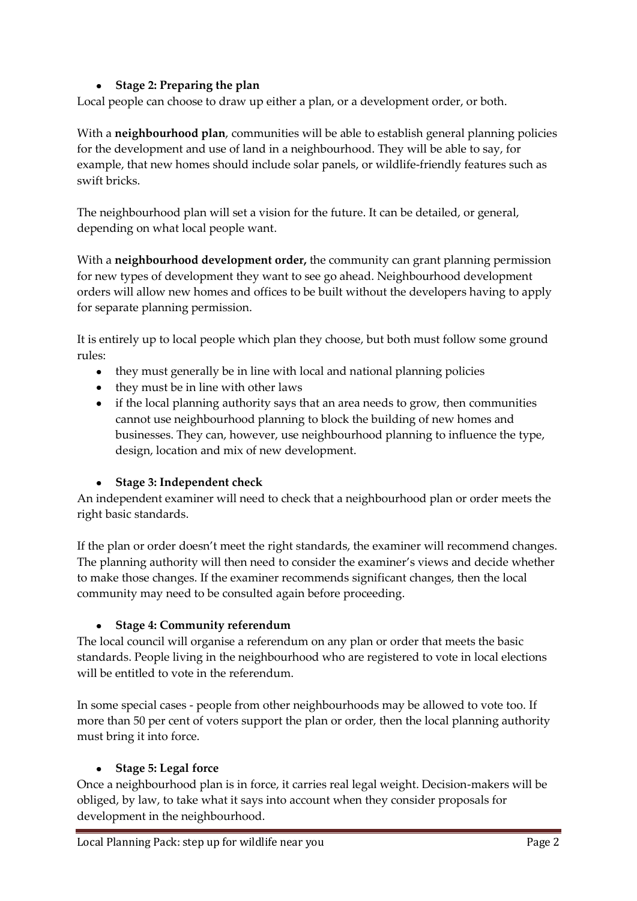- **Stage 2: Preparing the plan**

Local people can choose to draw up either a plan, or a development order, or both.

With a **neighbourhood plan**, communities will be able to establish general planning policies for the development and use of land in a neighbourhood. They will be able to say, for example, that new homes should include solar panels, or wildlife-friendly features such as swift bricks.

The neighbourhood plan will set a vision for the future. It can be detailed, or general, depending on what local people want.

With a **neighbourhood development order,** the community can grant planning permission for new types of development they want to see go ahead. Neighbourhood development orders will allow new homes and offices to be built without the developers having to apply for separate planning permission.

It is entirely up to local people which plan they choose, but both must follow some ground rules:

- they must generally be in line with local and national planning policies
- they must be in line with other laws
- if the local planning authority says that an area needs to grow, then communities cannot use neighbourhood planning to block the building of new homes and businesses. They can, however, use neighbourhood planning to influence the type, design, location and mix of new development.

- **Stage 3: Independent check**

An independent examiner will need to check that a neighbourhood plan or order meets the right basic standards.

If the plan or order doesn't meet the right standards, the examiner will recommend changes. The planning authority will then need to consider the examiner's views and decide whether to make those changes. If the examiner recommends significant changes, then the local community may need to be consulted again before proceeding.

- **Stage 4: Community referendum**

The local council will organise a referendum on any plan or order that meets the basic standards. People living in the neighbourhood who are registered to vote in local elections will be entitled to vote in the referendum.

In some special cases - people from other neighbourhoods may be allowed to vote too. If more than 50 per cent of voters support the plan or order, then the local planning authority must bring it into force.

- **Stage 5: Legal force**

Once a neighbourhood plan is in force, it carries real legal weight. Decision-makers will be obliged, by law, to take what it says into account when they consider proposals for development in the neighbourhood.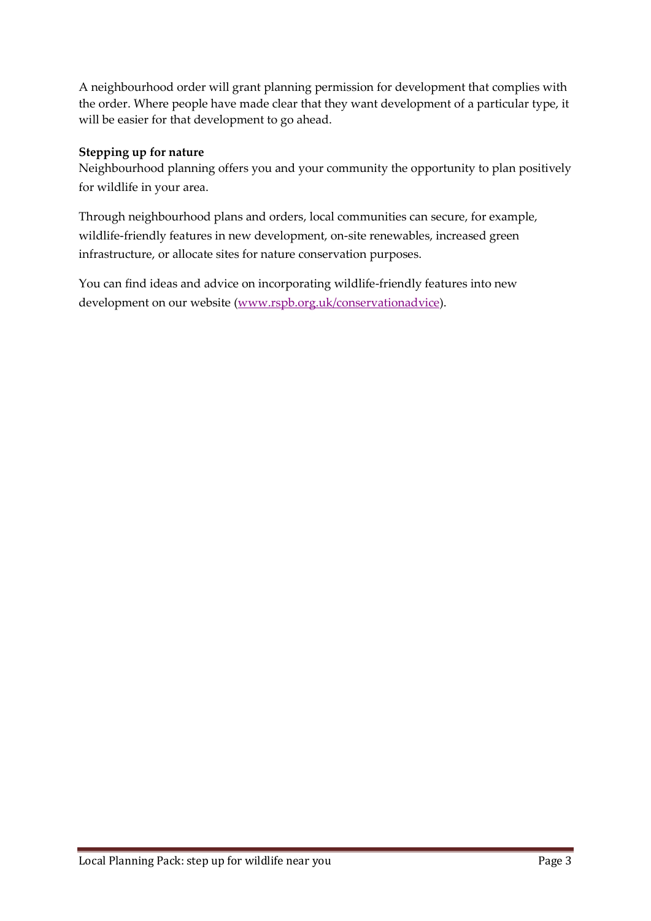A neighbourhood order will grant planning permission for development that complies with the order. Where people have made clear that they want development of a particular type, it will be easier for that development to go ahead.

**Stepping up for nature**

Neighbourhood planning offers you and your community the opportunity to plan positively for wildlife in your area.

Through neighbourhood plans and orders, local communities can secure, for example, wildlife-friendly features in new development, on-site renewables, increased green infrastructure, or allocate sites for nature conservation purposes.

You can find ideas and advice on incorporating wildlife-friendly features into new development on our website ([www.rspb.org.uk/conservationadvice](www.rspb.org.uk/conservationadvice)).